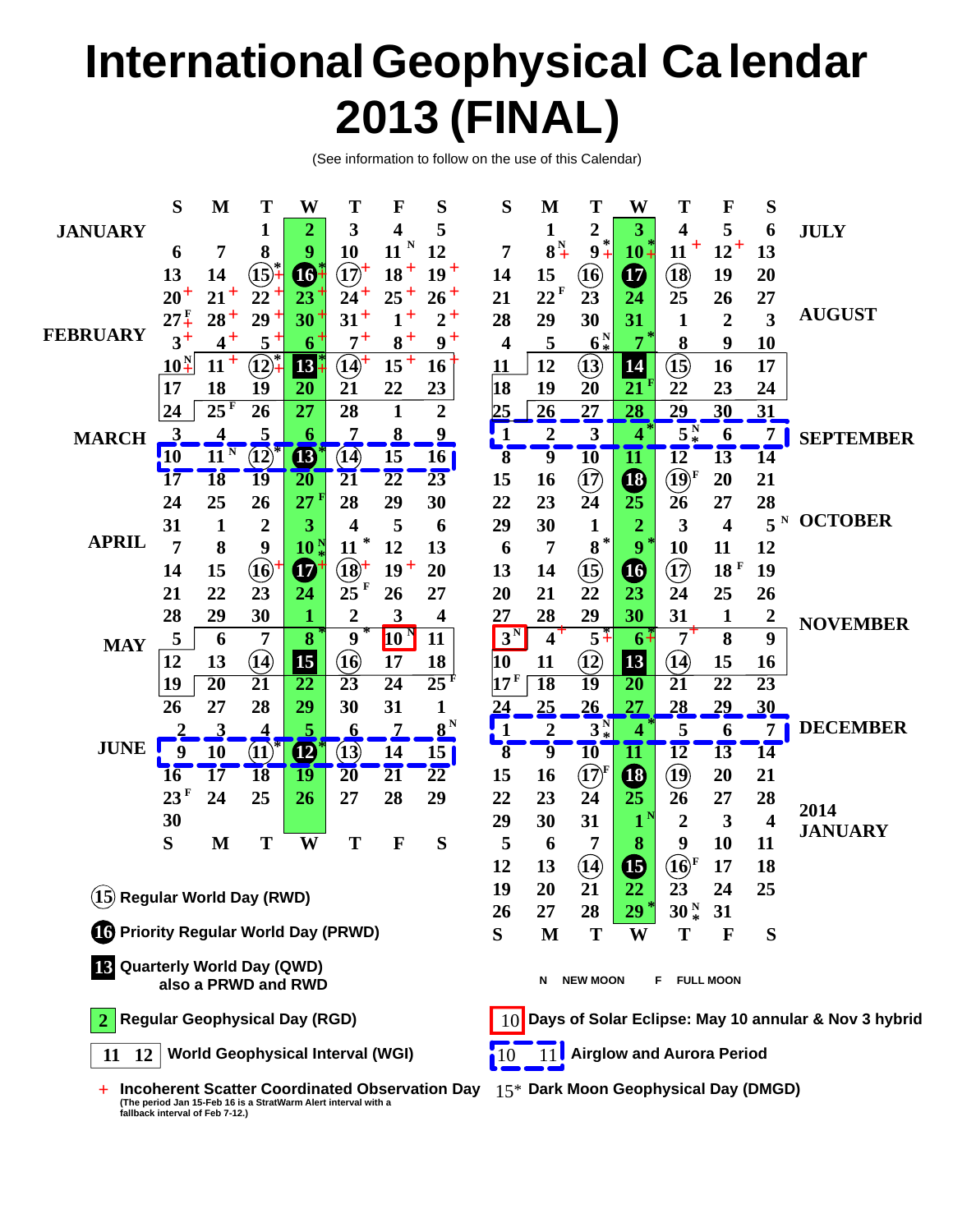# International Geophysical Calendar 2013 (FINAL)

(See information to follow on the use of this Calendar)

| | S | M | T | W | T | F | S |
|---|---|---|---|---|---|---|---|
| JANUARY | | | 1 | 2 | 3 | 4 | 5 |
| | 6 | 7 | 8 | 9 | 10 | 11 N | 12 |
| | 13 | 14 | (15)*+ | (16)*+ | (17)+ | 18+ | 19+ |
| | 20+ | 21+ | 22+ | 23+ | 24+ | 25+ | 26+ |
| | 27 F+ | 28+ | 29+ | 30+ | 31+ | 1+ | 2+ |
| FEBRUARY | 3+ | 4+ | 5+ | 6+ | 7+ | 8+ | 9+ |
| | 10 N+ | 11+ | (12)*+ | [13]*+ | (14)+ | 15+ | 16+ |
| | 17 | 18 | 19 | 20 | 21 | 22 | 23 |
| | 24 | 25 F | 26 | 27 | 28 | 1 | 2 |
| MARCH | 3 | 4 | 5 | 6 | 7 | 8 | 9 |
| | 10 | 11 N | (12)* | (13)* | (14) | 15 | 16 |
| | 17 | 18 | 19 | 20 | 21 | 22 | 23 |
| | 24 | 25 | 26 | 27 F | 28 | 29 | 30 |
| | 31 | 1 | 2 | 3 | 4 | 5 | 6 |
| APRIL | 7 | 8 | 9 | 10 N* | 11* | 12 | 13 |
| | 14 | 15 | (16)+ | (17)+ | (18)+ | 19+ | 20 |
| | 21 | 22 | 23 | 24 | 25 F | 26 | 27 |
| | 28 | 29 | 30 | 1 | 2 | 3 | 4 |
| MAY | 5 | 6 | 7 | 8* | 9* | [10] N | 11 |
| | 12 | 13 | (14) | [15] | (16) | 17 | 18 |
| | 19 | 20 | 21 | 22 | 23 | 24 | 25 F |
| | 26 | 27 | 28 | 29 | 30 | 31 | 1 |
| | 2 | 3 | 4 | 5 | 6 | 7 | 8 N |
| JUNE | 9 | 10 | (11)* | (12)* | (13) | 14 | 15 |
| | 16 | 17 | 18 | 19 | 20 | 21 | 22 |
| | 23 F | 24 | 25 | 26 | 27 | 28 | 29 |
| | 30 | | | | | | |
| | S | M | T | W | T | F | S |

| | S | M | T | W | T | F | S |
|---|---|---|---|---|---|---|---|
| JULY | | 1 | 2 | 3 | 4 | 5 | 6 |
| | 7 | 8 N+ | 9*+ | 10*+ | 11+ | 12+ | 13 |
| | 14 | 15 | (16) | (17) | (18) | 19 | 20 |
| | 21 | 22 F | 23 | 24 | 25 | 26 | 27 |
| AUGUST | 28 | 29 | 30 | 31 | 1 | 2 | 3 |
| | 4 | 5 | 6 N* | 7* | 8 | 9 | 10 |
| | 11 | 12 | (13) | [14] | (15) | 16 | 17 |
| | 18 | 19 | 20 | 21 F | 22 | 23 | 24 |
| | 25 | 26 | 27 | 28 | 29 | 30 | 31 |
| SEPTEMBER | 1 | 2 | 3 | 4* | 5 N* | 6 | 7 |
| | 8 | 9 | 10 | 11 | 12 | 13 | 14 |
| | 15 | 16 | (17) | (18) | (19) F | 20 | 21 |
| | 22 | 23 | 24 | 25 | 26 | 27 | 28 |
| OCTOBER | 29 | 30 | 1 | 2 | 3 | 4 | 5 N |
| | 6 | 7 | 8* | 9* | 10 | 11 | 12 |
| | 13 | 14 | (15) | (16) | (17) | 18 F | 19 |
| | 20 | 21 | 22 | 23 | 24 | 25 | 26 |
| NOVEMBER | 27 | 28 | 29 | 30 | 31 | 1 | 2 |
| | [3] N | 4+ | 5*+ | 6*+ | 7+ | 8 | 9 |
| | 10 | 11 | (12) | [13] | (14) | 15 | 16 |
| | 17 F | 18 | 19 | 20 | 21 | 22 | 23 |
| | 24 | 25 | 26 | 27 | 28 | 29 | 30 |
| DECEMBER | 1 | 2 | 3 N* | 4* | 5 | 6 | 7 |
| | 8 | 9 | 10 | 11 | 12 | 13 | 14 |
| | 15 | 16 | (17) F | (18) | (19) | 20 | 21 |
| | 22 | 23 | 24 | 25 | 26 | 27 | 28 |
| 2014 JANUARY | 29 | 30 | 31 | 1 N | 2 | 3 | 4 |
| | 5 | 6 | 7 | 8 | 9 | 10 | 11 |
| | 12 | 13 | (14) | (15) | (16) F | 17 | 18 |
| | 19 | 20 | 21 | 22 | 23 | 24 | 25 |
| | 26 | 27 | 28 | 29* | 30 N* | 31 | |
| | S | M | T | W | T | F | S |

N NEW MOON  F FULL MOON

- (15) Regular World Day (RWD)
- (16) Priority Regular World Day (PRWD)
- [13] Quarterly World Day (QWD) also a PRWD and RWD
- 2 Regular Geophysical Day (RGD)
- 11 12 World Geophysical Interval (WGI)
- + Incoherent Scatter Coordinated Observation Day (The period Jan 15-Feb 16 is a StratWarm Alert interval with a fallback interval of Feb 7-12.)
- 10 Days of Solar Eclipse: May 10 annular & Nov 3 hybrid
- 10 11 Airglow and Aurora Period
- 15* Dark Moon Geophysical Day (DMGD)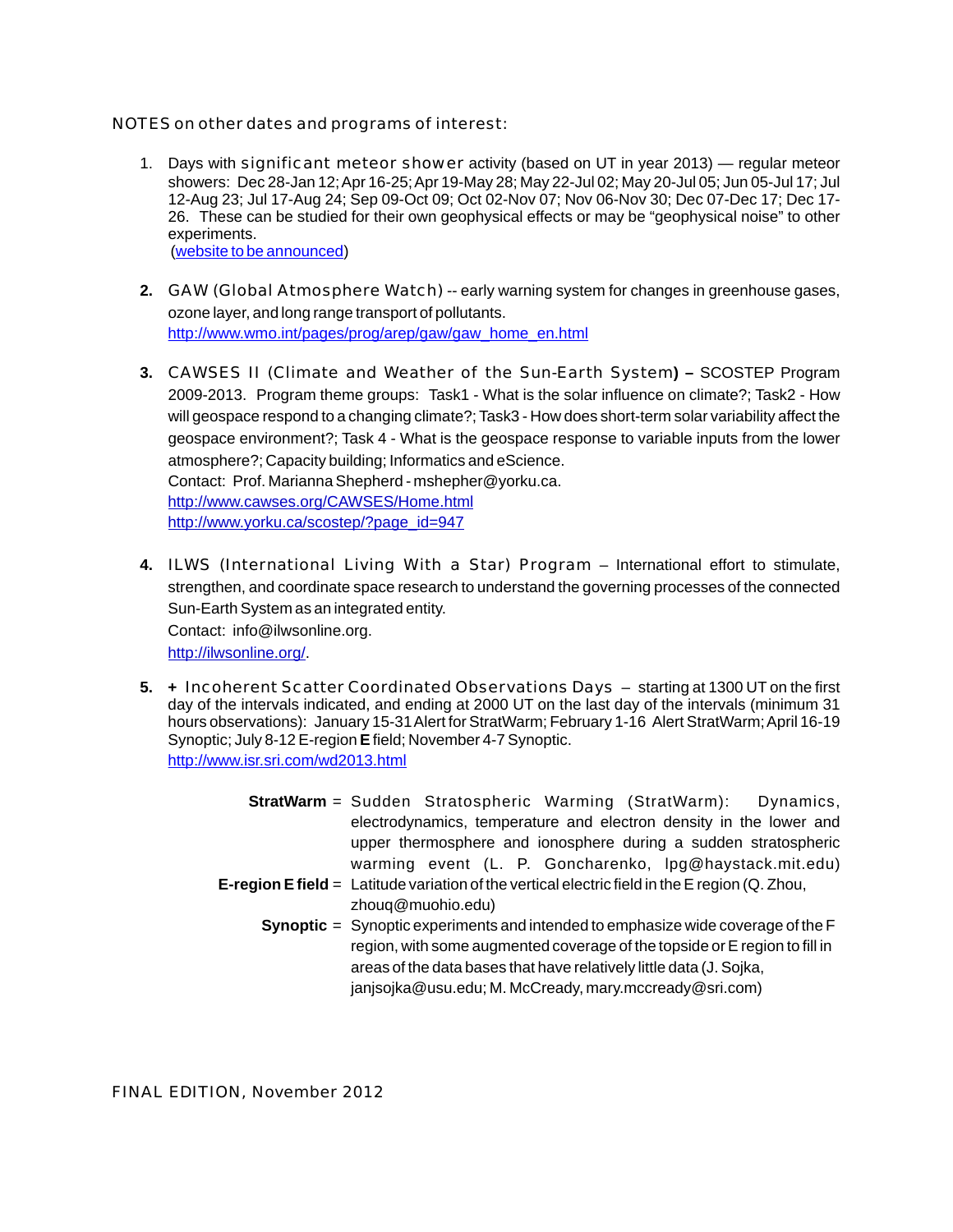NOTES on other dates and programs of interest:

1. Days with significant meteor shower activity (based on UT in year 2013) — regular meteor showers: Dec 28-Jan 12; Apr 16-25; Apr 19-May 28; May 22-Jul 02; May 20-Jul 05; Jun 05-Jul 17; Jul 12-Aug 23; Jul 17-Aug 24; Sep 09-Oct 09; Oct 02-Nov 07; Nov 06-Nov 30; Dec 07-Dec 17; Dec 17-26. These can be studied for their own geophysical effects or may be "geophysical noise" to other experiments.
   (website to be announced)

2. GAW (Global Atmosphere Watch) -- early warning system for changes in greenhouse gases, ozone layer, and long range transport of pollutants.
   http://www.wmo.int/pages/prog/arep/gaw/gaw_home_en.html

3. CAWSES II (Climate and Weather of the Sun-Earth System) – SCOSTEP Program 2009-2013. Program theme groups: Task1 - What is the solar influence on climate?; Task2 - How will geospace respond to a changing climate?; Task3 - How does short-term solar variability affect the geospace environment?; Task 4 - What is the geospace response to variable inputs from the lower atmosphere?; Capacity building; Informatics and eScience.
   Contact: Prof. Marianna Shepherd - mshepher@yorku.ca.
   http://www.cawses.org/CAWSES/Home.html
   http://www.yorku.ca/scostep/?page_id=947

4. ILWS (International Living With a Star) Program – International effort to stimulate, strengthen, and coordinate space research to understand the governing processes of the connected Sun-Earth System as an integrated entity.
   Contact: info@ilwsonline.org.
   http://ilwsonline.org/.

5. + Incoherent Scatter Coordinated Observations Days – starting at 1300 UT on the first day of the intervals indicated, and ending at 2000 UT on the last day of the intervals (minimum 31 hours observations): January 15-31 Alert for StratWarm; February 1-16 Alert StratWarm; April 16-19 Synoptic; July 8-12 E-region **E** field; November 4-7 Synoptic.
   http://www.isr.sri.com/wd2013.html

   **StratWarm** = Sudden Stratospheric Warming (StratWarm): Dynamics, electrodynamics, temperature and electron density in the lower and upper thermosphere and ionosphere during a sudden stratospheric warming event (L. P. Goncharenko, lpg@haystack.mit.edu)

   **E-region E field** = Latitude variation of the vertical electric field in the E region (Q. Zhou, zhouq@muohio.edu)

   **Synoptic** = Synoptic experiments and intended to emphasize wide coverage of the F region, with some augmented coverage of the topside or E region to fill in areas of the data bases that have relatively little data (J. Sojka, janjsojka@usu.edu; M. McCready, mary.mccready@sri.com)

FINAL EDITION, November 2012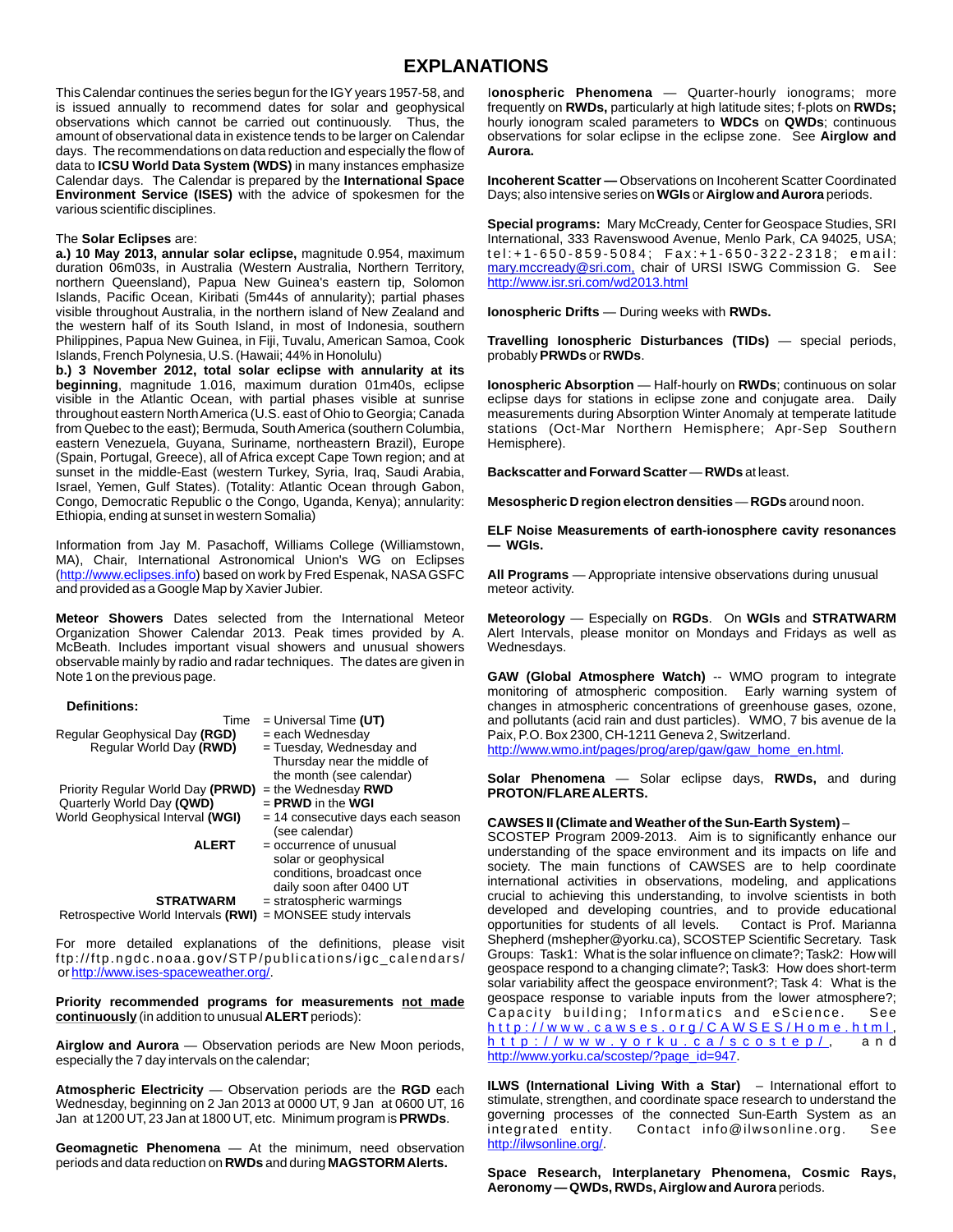# EXPLANATIONS

This Calendar continues the series begun for the IGY years 1957-58, and is issued annually to recommend dates for solar and geophysical observations which cannot be carried out continuously. Thus, the amount of observational data in existence tends to be larger on Calendar days. The recommendations on data reduction and especially the flow of data to **ICSU World Data System (WDS)** in many instances emphasize Calendar days. The Calendar is prepared by the **International Space Environment Service (ISES)** with the advice of spokesmen for the various scientific disciplines.

The **Solar Eclipses** are:

**a.) 10 May 2013, annular solar eclipse,** magnitude 0.954, maximum duration 06m03s, in Australia (Western Australia, Northern Territory, northern Queensland), Papua New Guinea's eastern tip, Solomon Islands, Pacific Ocean, Kiribati (5m44s of annularity); partial phases visible throughout Australia, in the northern island of New Zealand and the western half of its South Island, in most of Indonesia, southern Philippines, Papua New Guinea, in Fiji, Tuvalu, American Samoa, Cook Islands, French Polynesia, U.S. (Hawaii; 44% in Honolulu)

**b.) 3 November 2012, total solar eclipse with annularity at its beginning**, magnitude 1.016, maximum duration 01m40s, eclipse visible in the Atlantic Ocean, with partial phases visible at sunrise throughout eastern North America (U.S. east of Ohio to Georgia; Canada from Quebec to the east); Bermuda, South America (southern Columbia, eastern Venezuela, Guyana, Suriname, northeastern Brazil), Europe (Spain, Portugal, Greece), all of Africa except Cape Town region; and at sunset in the middle-East (western Turkey, Syria, Iraq, Saudi Arabia, Israel, Yemen, Gulf States). (Totality: Atlantic Ocean through Gabon, Congo, Democratic Republic o the Congo, Uganda, Kenya); annularity: Ethiopia, ending at sunset in western Somalia)

Information from Jay M. Pasachoff, Williams College (Williamstown, MA), Chair, International Astronomical Union's WG on Eclipses (http://www.eclipses.info) based on work by Fred Espenak, NASA GSFC and provided as a Google Map by Xavier Jubier.

**Meteor Showers** Dates selected from the International Meteor Organization Shower Calendar 2013. Peak times provided by A. McBeath. Includes important visual showers and unusual showers observable mainly by radio and radar techniques. The dates are given in Note 1 on the previous page.

**Definitions:**

| | |
|---|---|
| Time | = Universal Time **(UT)** |
| Regular Geophysical Day **(RGD)** | = each Wednesday |
| Regular World Day **(RWD)** | = Tuesday, Wednesday and Thursday near the middle of the month (see calendar) |
| Priority Regular World Day **(PRWD)** | = the Wednesday **RWD** |
| Quarterly World Day **(QWD)** | = **PRWD** in the **WGI** |
| World Geophysical Interval **(WGI)** | = 14 consecutive days each season (see calendar) |
| **ALERT** | = occurrence of unusual solar or geophysical conditions, broadcast once daily soon after 0400 UT |
| **STRATWARM** | = stratospheric warmings |
| Retrospective World Intervals **(RWI)** | = MONSEE study intervals |

For more detailed explanations of the definitions, please visit ftp://ftp.ngdc.noaa.gov/STP/publications/igc_calendars/ or http://www.ises-spaceweather.org/.

**Priority recommended programs for measurements <u>not made continuously</u>** (in addition to unusual **ALERT** periods):

**Airglow and Aurora** — Observation periods are New Moon periods, especially the 7 day intervals on the calendar;

**Atmospheric Electricity** — Observation periods are the **RGD** each Wednesday, beginning on 2 Jan 2013 at 0000 UT, 9 Jan at 0600 UT, 16 Jan at 1200 UT, 23 Jan at 1800 UT, etc. Minimum program is **PRWDs**.

**Geomagnetic Phenomena** — At the minimum, need observation periods and data reduction on **RWDs** and during **MAGSTORM Alerts.**

**Ionospheric Phenomena** — Quarter-hourly ionograms; more frequently on **RWDs,** particularly at high latitude sites; f-plots on **RWDs;** hourly ionogram scaled parameters to **WDCs** on **QWDs**; continuous observations for solar eclipse in the eclipse zone. See **Airglow and Aurora.**

**Incoherent Scatter —** Observations on Incoherent Scatter Coordinated Days; also intensive series on **WGIs** or **Airglow and Aurora** periods.

**Special programs:** Mary McCready, Center for Geospace Studies, SRI International, 333 Ravenswood Avenue, Menlo Park, CA 94025, USA; tel:+1-650-859-5084; Fax:+1-650-322-2318; email: mary.mccready@sri.com, chair of URSI ISWG Commission G. See http://www.isr.sri.com/wd2013.html

**Ionospheric Drifts** — During weeks with **RWDs.**

**Travelling Ionospheric Disturbances (TIDs)** — special periods, probably **PRWDs** or **RWDs**.

**Ionospheric Absorption** — Half-hourly on **RWDs**; continuous on solar eclipse days for stations in eclipse zone and conjugate area. Daily measurements during Absorption Winter Anomaly at temperate latitude stations (Oct-Mar Northern Hemisphere; Apr-Sep Southern Hemisphere).

**Backscatter and Forward Scatter — RWDs** at least.

**Mesospheric D region electron densities — RGDs** around noon.

**ELF Noise Measurements of earth-ionosphere cavity resonances — WGIs.**

**All Programs** — Appropriate intensive observations during unusual meteor activity.

**Meteorology** — Especially on **RGDs**. On **WGIs** and **STRATWARM** Alert Intervals, please monitor on Mondays and Fridays as well as Wednesdays.

**GAW (Global Atmosphere Watch)** -- WMO program to integrate monitoring of atmospheric composition. Early warning system of changes in atmospheric concentrations of greenhouse gases, ozone, and pollutants (acid rain and dust particles). WMO, 7 bis avenue de la Paix, P.O. Box 2300, CH-1211 Geneva 2, Switzerland. http://www.wmo.int/pages/prog/arep/gaw/gaw_home_en.html.

**Solar Phenomena** — Solar eclipse days, **RWDs,** and during **PROTON/FLARE ALERTS.**

**CAWSES II (Climate and Weather of the Sun-Earth System)** – SCOSTEP Program 2009-2013. Aim is to significantly enhance our understanding of the space environment and its impacts on life and society. The main functions of CAWSES are to help coordinate international activities in observations, modeling, and applications crucial to achieving this understanding, to involve scientists in both developed and developing countries, and to provide educational opportunities for students of all levels. Contact is Prof. Marianna Shepherd (mshepher@yorku.ca), SCOSTEP Scientific Secretary. Task Groups: Task1: What is the solar influence on climate?; Task2: How will geospace respond to a changing climate?; Task3: How does short-term solar variability affect the geospace environment?; Task 4: What is the geospace response to variable inputs from the lower atmosphere?; Capacity building; Informatics and eScience. See http://www.cawses.org/CAWSES/Home.html, http://www.yorku.ca/scostep/, and http://www.yorku.ca/scostep/?page_id=947.

**ILWS (International Living With a Star)** – International effort to stimulate, strengthen, and coordinate space research to understand the governing processes of the connected Sun-Earth System as an integrated entity. Contact info@ilwsonline.org. See http://ilwsonline.org/.

**Space Research, Interplanetary Phenomena, Cosmic Rays, Aeronomy — QWDs, RWDs, Airglow and Aurora** periods.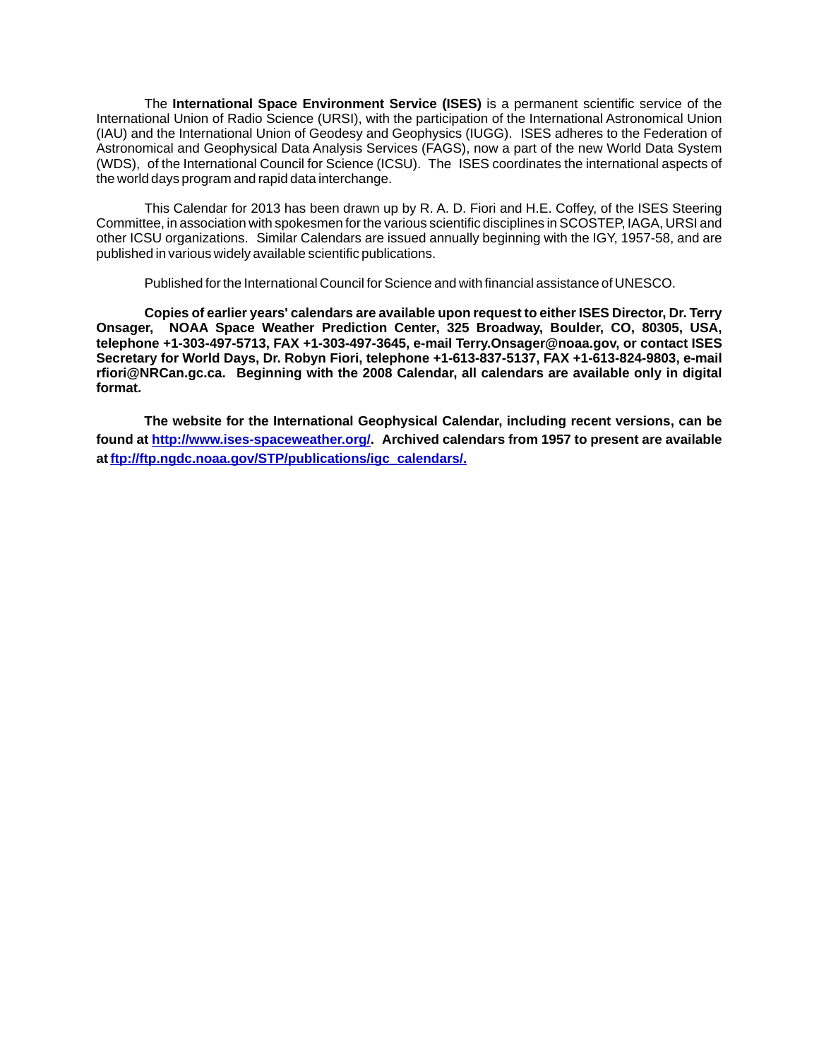The **International Space Environment Service (ISES)** is a permanent scientific service of the International Union of Radio Science (URSI), with the participation of the International Astronomical Union (IAU) and the International Union of Geodesy and Geophysics (IUGG). ISES adheres to the Federation of Astronomical and Geophysical Data Analysis Services (FAGS), now a part of the new World Data System (WDS), of the International Council for Science (ICSU). The ISES coordinates the international aspects of the world days program and rapid data interchange.

This Calendar for 2013 has been drawn up by R. A. D. Fiori and H.E. Coffey, of the ISES Steering Committee, in association with spokesmen for the various scientific disciplines in SCOSTEP, IAGA, URSI and other ICSU organizations. Similar Calendars are issued annually beginning with the IGY, 1957-58, and are published in various widely available scientific publications.

Published for the International Council for Science and with financial assistance of UNESCO.

**Copies of earlier years' calendars are available upon request to either ISES Director, Dr. Terry Onsager, NOAA Space Weather Prediction Center, 325 Broadway, Boulder, CO, 80305, USA, telephone +1-303-497-5713, FAX +1-303-497-3645, e-mail Terry.Onsager@noaa.gov, or contact ISES Secretary for World Days, Dr. Robyn Fiori, telephone +1-613-837-5137, FAX +1-613-824-9803, e-mail rfiori@NRCan.gc.ca. Beginning with the 2008 Calendar, all calendars are available only in digital format.**

**The website for the International Geophysical Calendar, including recent versions, can be found at [http://www.ises-spaceweather.org/](http://www.ises-spaceweather.org/). Archived calendars from 1957 to present are available at [ftp://ftp.ngdc.noaa.gov/STP/publications/igc_calendars/.](ftp://ftp.ngdc.noaa.gov/STP/publications/igc_calendars/)**